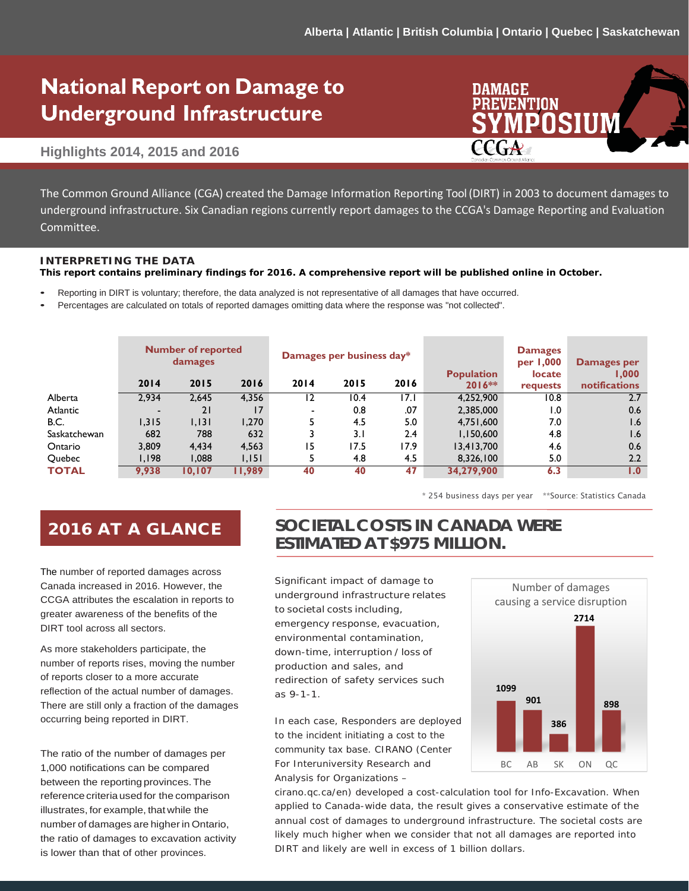Alberta | Atlantic | British Columbia | Ontario | Quebec | Saskatchewan

# National Report on Damage to Underground Infrastructure

DAMAGE PREVENTION SYMPOSIUM

CCGA

**Highlights 2014, 2015 and 2016**

The Common Ground Alliance (CGA) created the Damage Information Reporting Tool (DIRT) in 2003 to document damages to underground infrastructure. Six Canadian regions currently report damages to the CCGA's Damage Reporting and Evaluation Committee.

### INTERPRETING THE DATA

**This report contains preliminary findings for 2016. A comprehensive report will be published online in October.**

- Reporting in DIRT is voluntary; therefore, the data analyzed is not representative of all damages that have occurred.
- Percentages are calculated on totals of reported damages omitting data where the response was "not collected".

| | Number of reported damages | | | Damages per business day* | | | Population 2016** | Damages per 1,000 locate requests | Damages per 1,000 notifications |
|---|---|---|---|---|---|---|---|---|---|
| | 2014 | 2015 | 2016 | 2014 | 2015 | 2016 | | | |
| Alberta | 2,934 | 2,645 | 4,356 | 12 | 10.4 | 17.1 | 4,252,900 | 10.8 | 2.7 |
| Atlantic | - | 21 | 17 | - | 0.8 | .07 | 2,385,000 | 1.0 | 0.6 |
| B.C. | 1,315 | 1,131 | 1,270 | 5 | 4.5 | 5.0 | 4,751,600 | 7.0 | 1.6 |
| Saskatchewan | 682 | 788 | 632 | 3 | 3.1 | 2.4 | 1,150,600 | 4.8 | 1.6 |
| Ontario | 3,809 | 4,434 | 4,563 | 15 | 17.5 | 17.9 | 13,413,700 | 4.6 | 0.6 |
| Quebec | 1,198 | 1,088 | 1,151 | 5 | 4.8 | 4.5 | 8,326,100 | 5.0 | 2.2 |
| **TOTAL** | **9,938** | **10,107** | **11,989** | **40** | **40** | **47** | **34,279,900** | **6.3** | **1.0** |

\* 254 business days per year **Source: Statistics Canada

## 2016 AT A GLANCE

The number of reported damages across Canada increased in 2016. However, the CCGA attributes the escalation in reports to greater awareness of the benefits of the DIRT tool across all sectors.

As more stakeholders participate, the number of reports rises, moving the number of reports closer to a more accurate reflection of the actual number of damages. There are still only a fraction of the damages occurring being reported in DIRT.

The ratio of the number of damages per 1,000 notifications can be compared between the reporting provinces. The reference criteria used for the comparison illustrates, for example, that while the number of damages are higher in Ontario, the ratio of damages to excavation activity is lower than that of other provinces.

## SOCIETAL COSTS IN CANADA WERE ESTIMATED AT $975 MILLION.

Significant impact of damage to underground infrastructure relates to societal costs including, emergency response, evacuation, environmental contamination, down-time, interruption / loss of production and sales, and redirection of safety services such as 9-1-1.

In each case, Responders are deployed to the incident initiating a cost to the community tax base. CIRANO (Center For Interuniversity Research and Analysis for Organizations – cirano.qc.ca/en) developed a cost-calculation tool for Info-Excavation. When applied to Canada-wide data, the result gives a conservative estimate of the annual cost of damages to underground infrastructure. The societal costs are likely much higher when we consider that not all damages are reported into DIRT and likely are well in excess of 1 billion dollars.

Number of damages causing a service disruption

| BC | AB | SK | ON | QC |
|---|---|---|---|---|
| 1099 | 901 | 386 | 2714 | 898 |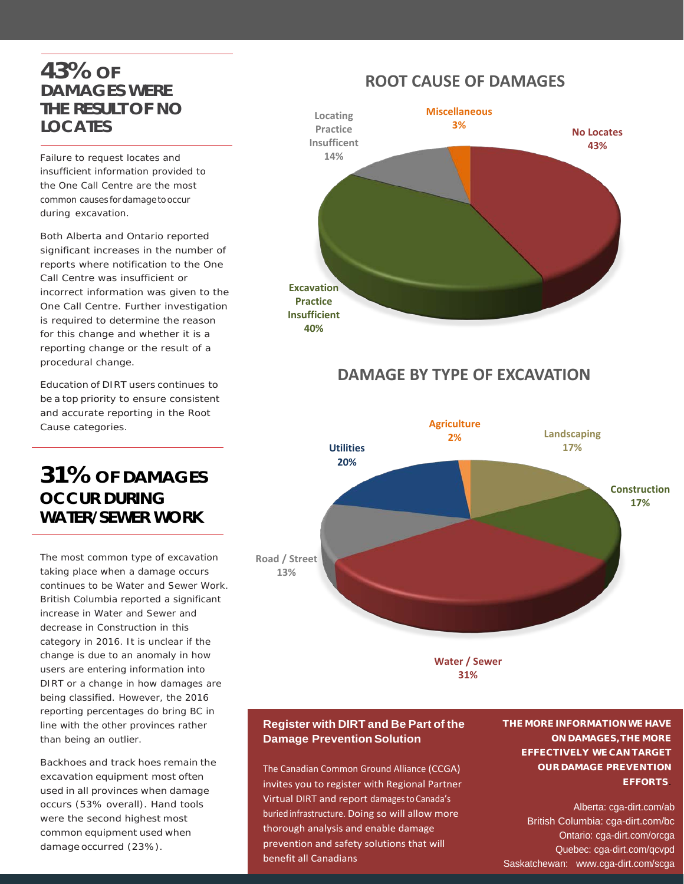## 43% OF DAMAGES WERE THE RESULT OF NO LOCATES

Failure to request locates and insufficient information provided to the One Call Centre are the most common causes for damage to occur during excavation.

Both Alberta and Ontario reported significant increases in the number of reports where notification to the One Call Centre was insufficient or incorrect information was given to the One Call Centre. Further investigation is required to determine the reason for this change and whether it is a reporting change or the result of a procedural change.

Education of DIRT users continues to be a top priority to ensure consistent and accurate reporting in the Root Cause categories.

## 31% OF DAMAGES OCCUR DURING WATER/SEWER WORK

The most common type of excavation taking place when a damage occurs continues to be Water and Sewer Work. British Columbia reported a significant increase in Water and Sewer and decrease in Construction in this category in 2016. It is unclear if the change is due to an anomaly in how users are entering information into DIRT or a change in how damages are being classified. However, the 2016 reporting percentages do bring BC in line with the other provinces rather than being an outlier.

Backhoes and track hoes remain the excavation equipment most often used in all provinces when damage occurs (53% overall). Hand tools were the second highest most common equipment used when damage occurred (23%).

### ROOT CAUSE OF DAMAGES

Miscellaneous 3%
No Locates 43%
Locating Practice Insuffecent 14%
Excavation Practice Insufficient 40%

### DAMAGE BY TYPE OF EXCAVATION

Agriculture 2%
Landscaping 17%
Utilities 20%
Construction 17%
Road / Street 13%
Water / Sewer 31%

**Register with DIRT and Be Part of the Damage Prevention Solution**

The Canadian Common Ground Alliance (CCGA) invites you to register with Regional Partner Virtual DIRT and report damages to Canada's buried infrastructure. Doing so will allow more thorough analysis and enable damage prevention and safety solutions that will benefit all Canadians

**THE MORE INFORMATION WE HAVE ON DAMAGES, THE MORE EFFECTIVELY WE CAN TARGET OUR DAMAGE PREVENTION EFFORTS.**

Alberta: cga-dirt.com/ab
British Columbia: cga-dirt.com/bc
Ontario: cga-dirt.com/orcga
Quebec: cga-dirt.com/qcvpd
Saskatchewan: www.cga-dirt.com/scga